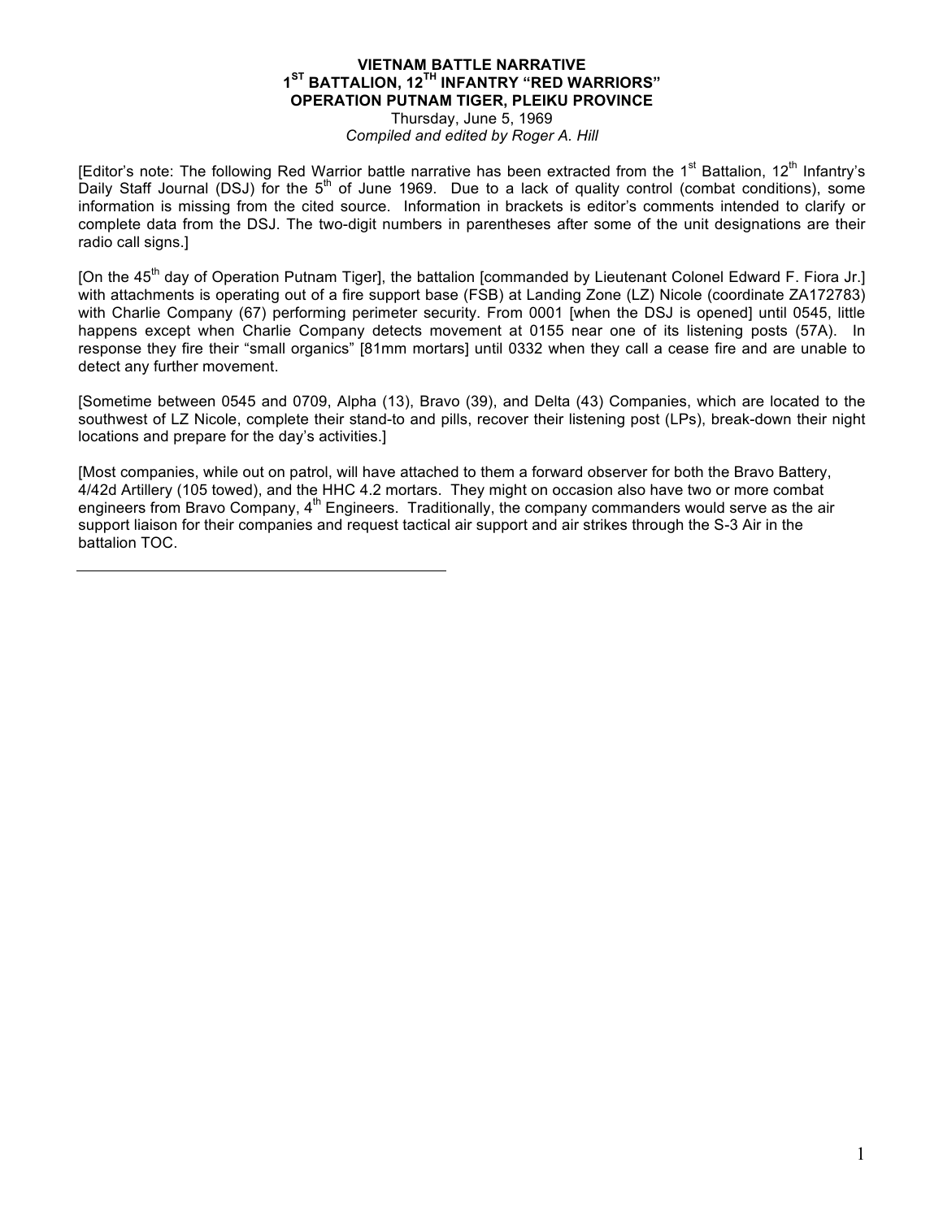# VIETNAM BATTLE NARRATIVE
## 1ST BATTALION, 12TH INFANTRY "RED WARRIORS"
## OPERATION PUTNAM TIGER, PLEIKU PROVINCE

Thursday, June 5, 1969

*Compiled and edited by Roger A. Hill*

[Editor's note: The following Red Warrior battle narrative has been extracted from the 1st Battalion, 12th Infantry's Daily Staff Journal (DSJ) for the 5th of June 1969. Due to a lack of quality control (combat conditions), some information is missing from the cited source. Information in brackets is editor's comments intended to clarify or complete data from the DSJ. The two-digit numbers in parentheses after some of the unit designations are their radio call signs.]

[On the 45th day of Operation Putnam Tiger], the battalion [commanded by Lieutenant Colonel Edward F. Fiora Jr.] with attachments is operating out of a fire support base (FSB) at Landing Zone (LZ) Nicole (coordinate ZA172783) with Charlie Company (67) performing perimeter security. From 0001 [when the DSJ is opened] until 0545, little happens except when Charlie Company detects movement at 0155 near one of its listening posts (57A). In response they fire their "small organics" [81mm mortars] until 0332 when they call a cease fire and are unable to detect any further movement.

[Sometime between 0545 and 0709, Alpha (13), Bravo (39), and Delta (43) Companies, which are located to the southwest of LZ Nicole, complete their stand-to and pills, recover their listening post (LPs), break-down their night locations and prepare for the day's activities.]

[Most companies, while out on patrol, will have attached to them a forward observer for both the Bravo Battery, 4/42d Artillery (105 towed), and the HHC 4.2 mortars. They might on occasion also have two or more combat engineers from Bravo Company, 4th Engineers. Traditionally, the company commanders would serve as the air support liaison for their companies and request tactical air support and air strikes through the S-3 Air in the battalion TOC.

---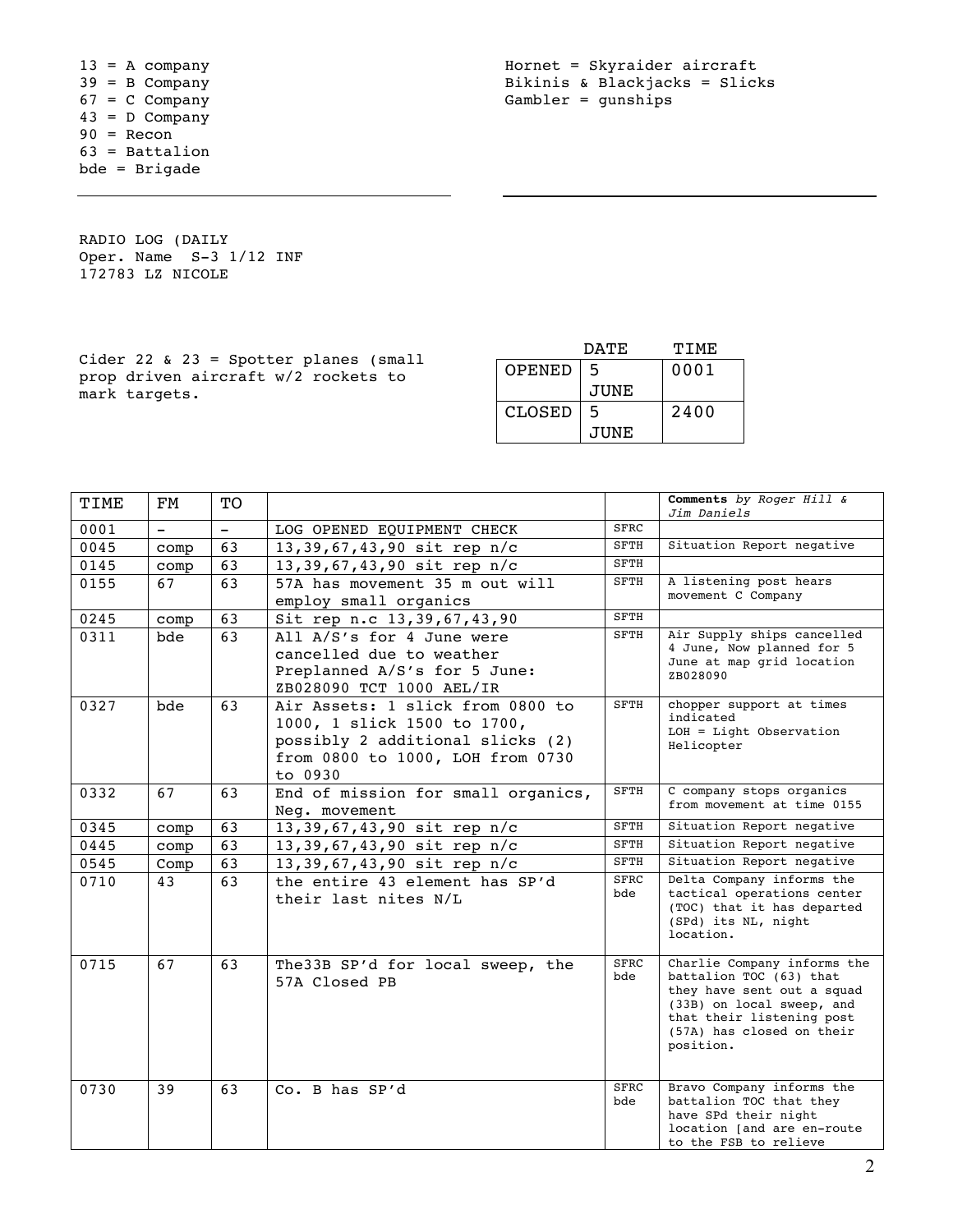13 = A company
39 = B Company
67 = C Company
43 = D Company
90 = Recon
63 = Battalion
bde = Brigade

Hornet = Skyraider aircraft
Bikinis & Blackjacks = Slicks
Gambler = gunships

RADIO LOG (DAILY
Oper. Name S-3 1/12 INF
172783 LZ NICOLE

Cider 22 & 23 = Spotter planes (small prop driven aircraft w/2 rockets to mark targets.

| | DATE | TIME |
|---|---|---|
| OPENED | 5 JUNE | 0001 |
| CLOSED | 5 JUNE | 2400 |

| TIME | FM | TO | | | **Comments** *by Roger Hill & Jim Daniels* |
|---|---|---|---|---|---|
| 0001 | - | - | LOG OPENED EQUIPMENT CHECK | SFRC | |
| 0045 | comp | 63 | 13,39,67,43,90 sit rep n/c | SFTH | Situation Report negative |
| 0145 | comp | 63 | 13,39,67,43,90 sit rep n/c | SFTH | |
| 0155 | 67 | 63 | 57A has movement 35 m out will employ small organics | SFTH | A listening post hears movement C Company |
| 0245 | comp | 63 | Sit rep n.c 13,39,67,43,90 | SFTH | |
| 0311 | bde | 63 | All A/S's for 4 June were cancelled due to weather Preplanned A/S's for 5 June: ZB028090 TCT 1000 AEL/IR | SFTH | Air Supply ships cancelled 4 June, Now planned for 5 June at map grid location ZB028090 |
| 0327 | bde | 63 | Air Assets: 1 slick from 0800 to 1000, 1 slick 1500 to 1700, possibly 2 additional slicks (2) from 0800 to 1000, LOH from 0730 to 0930 | SFTH | chopper support at times indicated LOH = Light Observation Helicopter |
| 0332 | 67 | 63 | End of mission for small organics, Neg. movement | SFTH | C company stops organics from movement at time 0155 |
| 0345 | comp | 63 | 13,39,67,43,90 sit rep n/c | SFTH | Situation Report negative |
| 0445 | comp | 63 | 13,39,67,43,90 sit rep n/c | SFTH | Situation Report negative |
| 0545 | Comp | 63 | 13,39,67,43,90 sit rep n/c | SFTH | Situation Report negative |
| 0710 | 43 | 63 | the entire 43 element has SP'd their last nites N/L | SFRC bde | Delta Company informs the tactical operations center (TOC) that it has departed (SPd) its NL, night location. |
| 0715 | 67 | 63 | The33B SP'd for local sweep, the 57A Closed PB | SFRC bde | Charlie Company informs the battalion TOC (63) that they have sent out a squad (33B) on local sweep, and that their listening post (57A) has closed on their position. |
| 0730 | 39 | 63 | Co. B has SP'd | SFRC bde | Bravo Company informs the battalion TOC that they have SPd their night location [and are en-route to the FSB to relieve |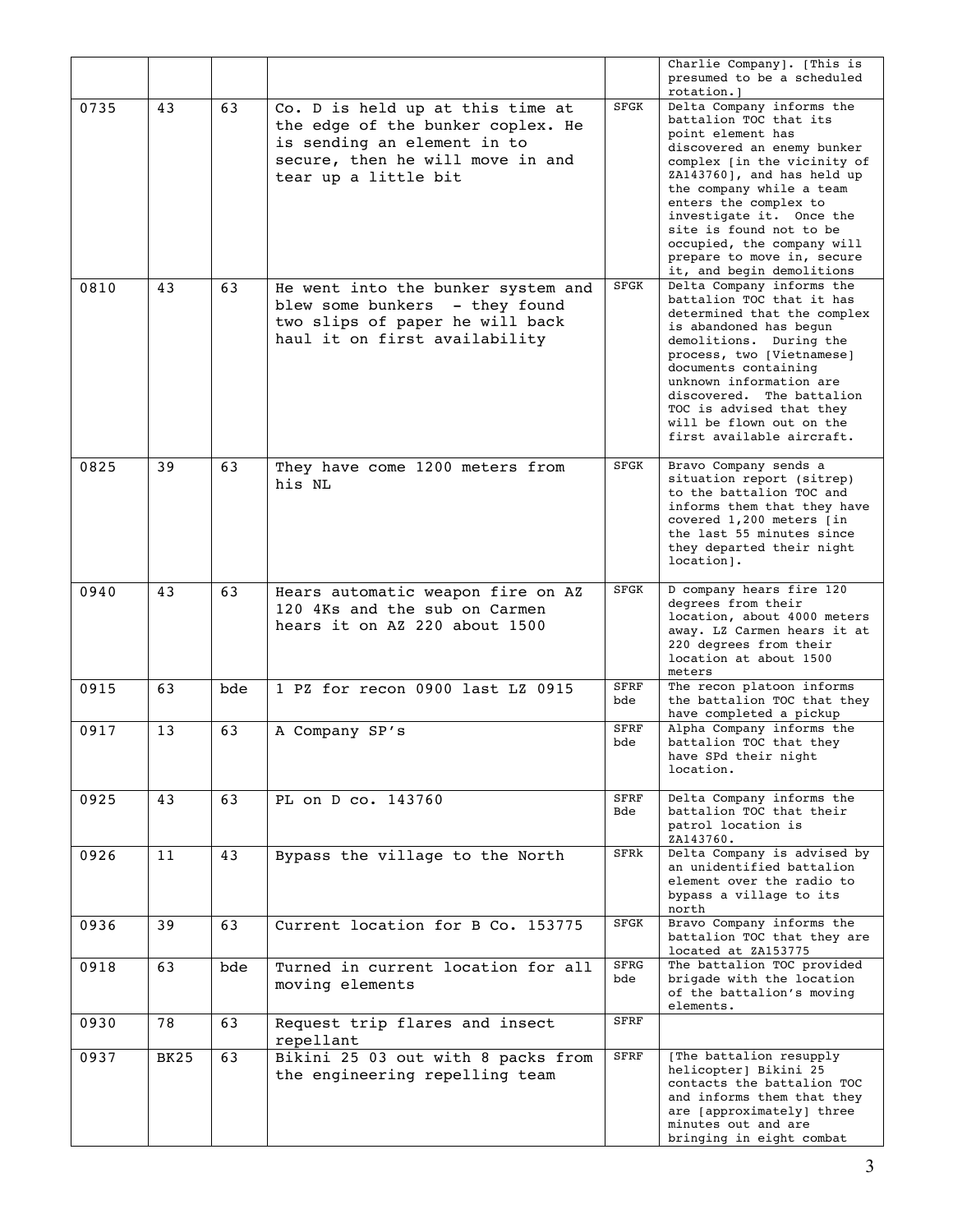| | | | | | |
|---|---|---|---|---|---|
| | | | | | Charlie Company]. [This is presumed to be a scheduled rotation.] |
| 0735 | 43 | 63 | Co. D is held up at this time at the edge of the bunker coplex. He is sending an element in to secure, then he will move in and tear up a little bit | SFGK | Delta Company informs the battalion TOC that its point element has discovered an enemy bunker complex [in the vicinity of ZA143760], and has held up the company while a team enters the complex to investigate it. Once the site is found not to be occupied, the company will prepare to move in, secure it, and begin demolitions |
| 0810 | 43 | 63 | He went into the bunker system and blew some bunkers - they found two slips of paper he will back haul it on first availability | SFGK | Delta Company informs the battalion TOC that it has determined that the complex is abandoned has begun demolitions. During the process, two [Vietnamese] documents containing unknown information are discovered. The battalion TOC is advised that they will be flown out on the first available aircraft. |
| 0825 | 39 | 63 | They have come 1200 meters from his NL | SFGK | Bravo Company sends a situation report (sitrep) to the battalion TOC and informs them that they have covered 1,200 meters [in the last 55 minutes since they departed their night location]. |
| 0940 | 43 | 63 | Hears automatic weapon fire on AZ 120 4Ks and the sub on Carmen hears it on AZ 220 about 1500 | SFGK | D company hears fire 120 degrees from their location, about 4000 meters away. LZ Carmen hears it at 220 degrees from their location at about 1500 meters |
| 0915 | 63 | bde | 1 PZ for recon 0900 last LZ 0915 | SFRF bde | The recon platoon informs the battalion TOC that they have completed a pickup |
| 0917 | 13 | 63 | A Company SP's | SFRF bde | Alpha Company informs the battalion TOC that they have SPd their night location. |
| 0925 | 43 | 63 | PL on D co. 143760 | SFRF Bde | Delta Company informs the battalion TOC that their patrol location is ZA143760. |
| 0926 | 11 | 43 | Bypass the village to the North | SFRk | Delta Company is advised by an unidentified battalion element over the radio to bypass a village to its north |
| 0936 | 39 | 63 | Current location for B Co. 153775 | SFGK | Bravo Company informs the battalion TOC that they are located at ZA153775 |
| 0918 | 63 | bde | Turned in current location for all moving elements | SFRG bde | The battalion TOC provided brigade with the location of the battalion's moving elements. |
| 0930 | 78 | 63 | Request trip flares and insect repellant | SFRF | |
| 0937 | BK25 | 63 | Bikini 25 03 out with 8 packs from the engineering repelling team | SFRF | [The battalion resupply helicopter] Bikini 25 contacts the battalion TOC and informs them that they are [approximately] three minutes out and are bringing in eight combat |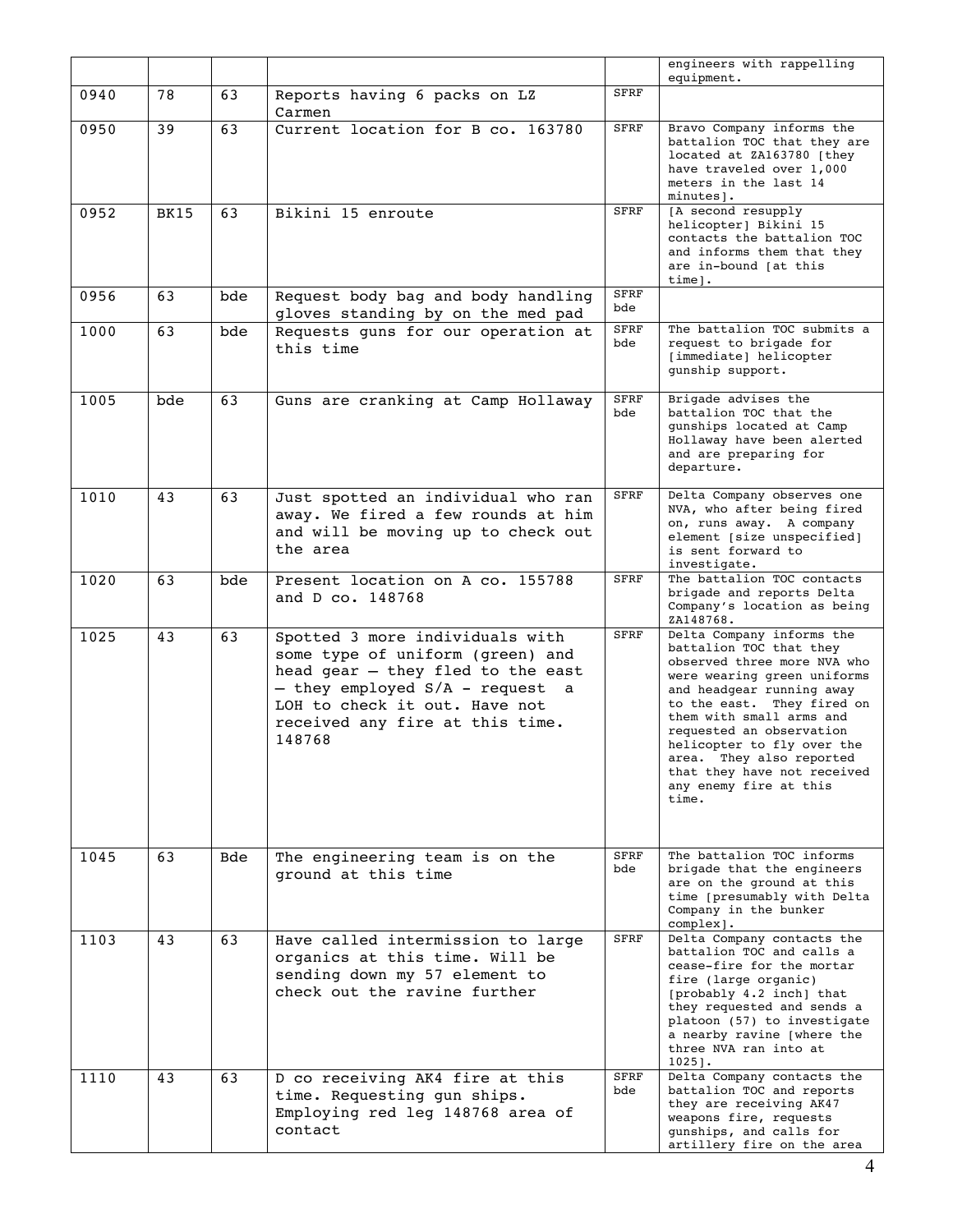| | | | | | engineers with rappelling equipment. |
|---|---|---|---|---|---|
| 0940 | 78 | 63 | Reports having 6 packs on LZ Carmen | SFRF | |
| 0950 | 39 | 63 | Current location for B co. 163780 | SFRF | Bravo Company informs the battalion TOC that they are located at ZA163780 [they have traveled over 1,000 meters in the last 14 minutes]. |
| 0952 | BK15 | 63 | Bikini 15 enroute | SFRF | [A second resupply helicopter] Bikini 15 contacts the battalion TOC and informs them that they are in-bound [at this time]. |
| 0956 | 63 | bde | Request body bag and body handling gloves standing by on the med pad | SFRF bde | |
| 1000 | 63 | bde | Requests guns for our operation at this time | SFRF bde | The battalion TOC submits a request to brigade for [immediate] helicopter gunship support. |
| 1005 | bde | 63 | Guns are cranking at Camp Hollaway | SFRF bde | Brigade advises the battalion TOC that the gunships located at Camp Hollaway have been alerted and are preparing for departure. |
| 1010 | 43 | 63 | Just spotted an individual who ran away. We fired a few rounds at him and will be moving up to check out the area | SFRF | Delta Company observes one NVA, who after being fired on, runs away. A company element [size unspecified] is sent forward to investigate. |
| 1020 | 63 | bde | Present location on A co. 155788 and D co. 148768 | SFRF | The battalion TOC contacts brigade and reports Delta Company's location as being ZA148768. |
| 1025 | 43 | 63 | Spotted 3 more individuals with some type of uniform (green) and head gear – they fled to the east – they employed S/A - request a LOH to check it out. Have not received any fire at this time. 148768 | SFRF | Delta Company informs the battalion TOC that they observed three more NVA who were wearing green uniforms and headgear running away to the east. They fired on them with small arms and requested an observation helicopter to fly over the area. They also reported that they have not received any enemy fire at this time. |
| 1045 | 63 | Bde | The engineering team is on the ground at this time | SFRF bde | The battalion TOC informs brigade that the engineers are on the ground at this time [presumably with Delta Company in the bunker complex]. |
| 1103 | 43 | 63 | Have called intermission to large organics at this time. Will be sending down my 57 element to check out the ravine further | SFRF | Delta Company contacts the battalion TOC and calls a cease-fire for the mortar fire (large organic) [probably 4.2 inch] that they requested and sends a platoon (57) to investigate a nearby ravine [where the three NVA ran into at 1025]. |
| 1110 | 43 | 63 | D co receiving AK4 fire at this time. Requesting gun ships. Employing red leg 148768 area of contact | SFRF bde | Delta Company contacts the battalion TOC and reports they are receiving AK47 weapons fire, requests gunships, and calls for artillery fire on the area |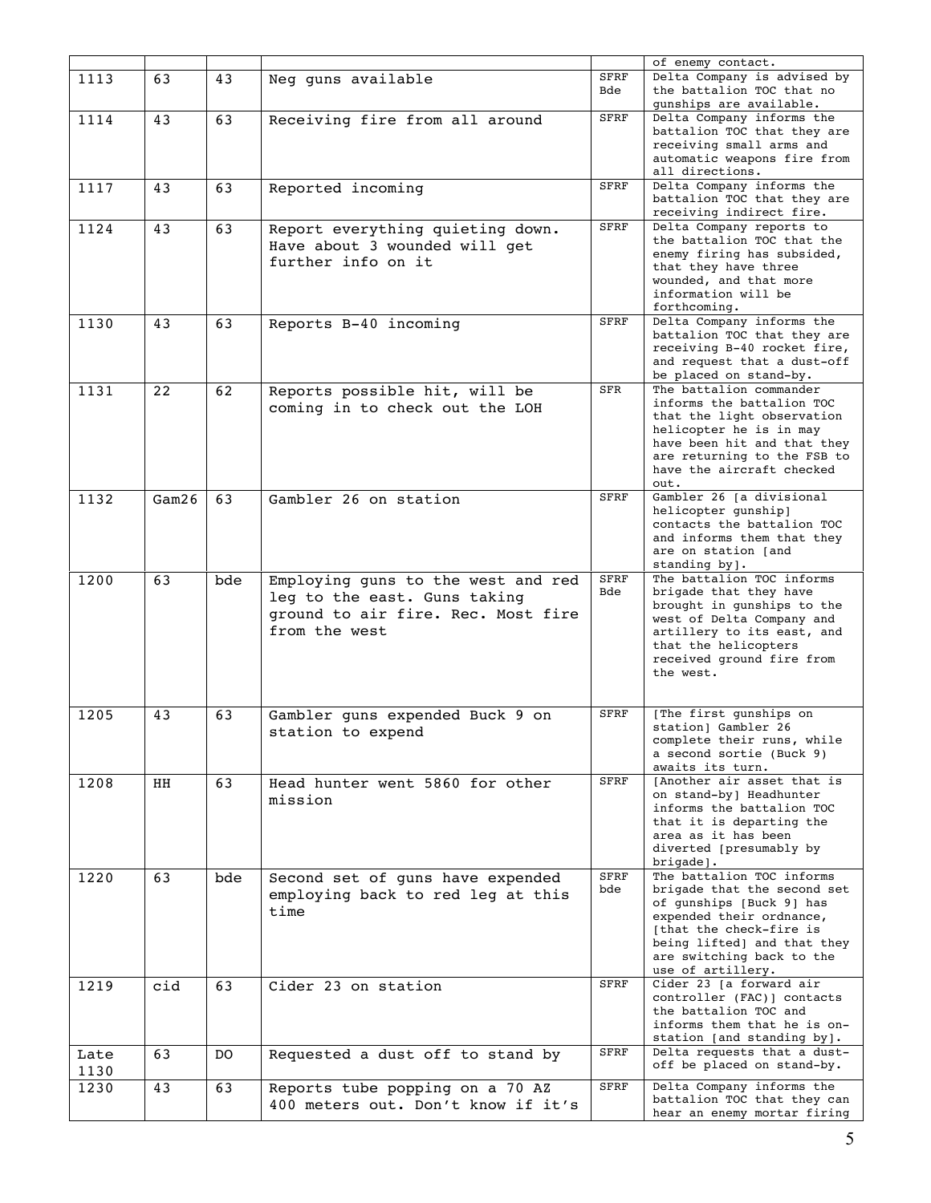| | | | | | of enemy contact. |
|---|---|---|---|---|---|
| 1113 | 63 | 43 | Neg guns available | SFRF Bde | Delta Company is advised by the battalion TOC that no gunships are available. |
| 1114 | 43 | 63 | Receiving fire from all around | SFRF | Delta Company informs the battalion TOC that they are receiving small arms and automatic weapons fire from all directions. |
| 1117 | 43 | 63 | Reported incoming | SFRF | Delta Company informs the battalion TOC that they are receiving indirect fire. |
| 1124 | 43 | 63 | Report everything quieting down. Have about 3 wounded will get further info on it | SFRF | Delta Company reports to the battalion TOC that the enemy firing has subsided, that they have three wounded, and that more information will be forthcoming. |
| 1130 | 43 | 63 | Reports B-40 incoming | SFRF | Delta Company informs the battalion TOC that they are receiving B-40 rocket fire, and request that a dust-off be placed on stand-by. |
| 1131 | 22 | 62 | Reports possible hit, will be coming in to check out the LOH | SFR | The battalion commander informs the battalion TOC that the light observation helicopter he is in may have been hit and that they are returning to the FSB to have the aircraft checked out. |
| 1132 | Gam26 | 63 | Gambler 26 on station | SFRF | Gambler 26 [a divisional helicopter gunship] contacts the battalion TOC and informs them that they are on station [and standing by]. |
| 1200 | 63 | bde | Employing guns to the west and red leg to the east. Guns taking ground to air fire. Rec. Most fire from the west | SFRF Bde | The battalion TOC informs brigade that they have brought in gunships to the west of Delta Company and artillery to its east, and that the helicopters received ground fire from the west. |
| 1205 | 43 | 63 | Gambler guns expended Buck 9 on station to expend | SFRF | [The first gunships on station] Gambler 26 complete their runs, while a second sortie (Buck 9) awaits its turn. |
| 1208 | HH | 63 | Head hunter went 5860 for other mission | SFRF | [Another air asset that is on stand-by] Headhunter informs the battalion TOC that it is departing the area as it has been diverted [presumably by brigade]. |
| 1220 | 63 | bde | Second set of guns have expended employing back to red leg at this time | SFRF bde | The battalion TOC informs brigade that the second set of gunships [Buck 9] has expended their ordnance, [that the check-fire is being lifted] and that they are switching back to the use of artillery. |
| 1219 | cid | 63 | Cider 23 on station | SFRF | Cider 23 [a forward air controller (FAC)] contacts the battalion TOC and informs them that he is on-station [and standing by]. |
| Late 1130 | 63 | DO | Requested a dust off to stand by | SFRF | Delta requests that a dust-off be placed on stand-by. |
| 1230 | 43 | 63 | Reports tube popping on a 70 AZ 400 meters out. Don't know if it's | SFRF | Delta Company informs the battalion TOC that they can hear an enemy mortar firing |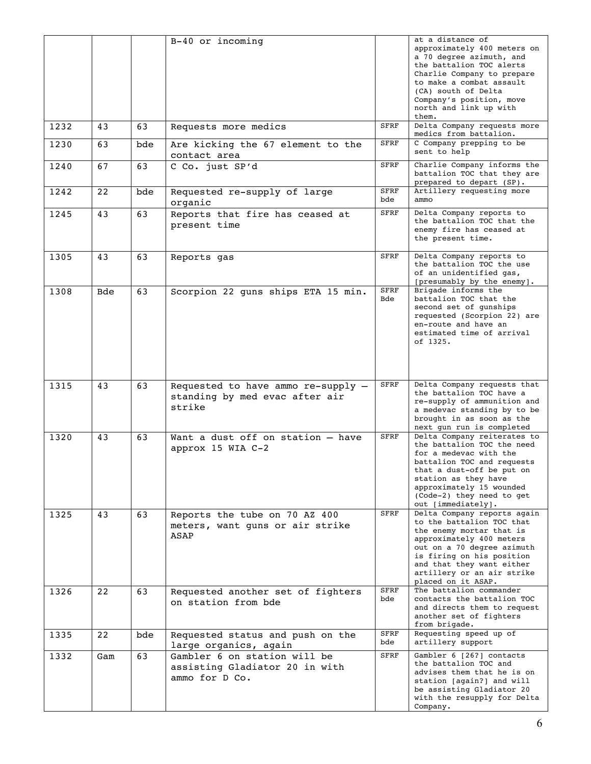| | | | B-40 or incoming | | at a distance of approximately 400 meters on a 70 degree azimuth, and the battalion TOC alerts Charlie Company to prepare to make a combat assault (CA) south of Delta Company's position, move north and link up with them. |
|---|---|---|---|---|---|
| 1232 | 43 | 63 | Requests more medics | SFRF | Delta Company requests more medics from battalion. |
| 1230 | 63 | bde | Are kicking the 67 element to the contact area | SFRF | C Company prepping to be sent to help |
| 1240 | 67 | 63 | C Co. just SP'd | SFRF | Charlie Company informs the battalion TOC that they are prepared to depart (SP). |
| 1242 | 22 | bde | Requested re-supply of large organic | SFRF bde | Artillery requesting more ammo |
| 1245 | 43 | 63 | Reports that fire has ceased at present time | SFRF | Delta Company reports to the battalion TOC that the enemy fire has ceased at the present time. |
| 1305 | 43 | 63 | Reports gas | SFRF | Delta Company reports to the battalion TOC the use of an unidentified gas, [presumably by the enemy]. |
| 1308 | Bde | 63 | Scorpion 22 guns ships ETA 15 min. | SFRF Bde | Brigade informs the battalion TOC that the second set of gunships requested (Scorpion 22) are en-route and have an estimated time of arrival of 1325. |
| 1315 | 43 | 63 | Requested to have ammo re-supply – standing by med evac after air strike | SFRF | Delta Company requests that the battalion TOC have a re-supply of ammunition and a medevac standing by to be brought in as soon as the next gun run is completed |
| 1320 | 43 | 63 | Want a dust off on station – have approx 15 WIA C-2 | SFRF | Delta Company reiterates to the battalion TOC the need for a medevac with the battalion TOC and requests that a dust-off be put on station as they have approximately 15 wounded (Code-2) they need to get out [immediately]. |
| 1325 | 43 | 63 | Reports the tube on 70 AZ 400 meters, want guns or air strike ASAP | SFRF | Delta Company reports again to the battalion TOC that the enemy mortar that is approximately 400 meters out on a 70 degree azimuth is firing on his position and that they want either artillery or an air strike placed on it ASAP. |
| 1326 | 22 | 63 | Requested another set of fighters on station from bde | SFRF bde | The battalion commander contacts the battalion TOC and directs them to request another set of fighters from brigade. |
| 1335 | 22 | bde | Requested status and push on the large organics, again | SFRF bde | Requesting speed up of artillery support |
| 1332 | Gam | 63 | Gambler 6 on station will be assisting Gladiator 20 in with ammo for D Co. | SFRF | Gambler 6 [26?] contacts the battalion TOC and advises them that he is on station [again?] and will be assisting Gladiator 20 with the resupply for Delta Company. |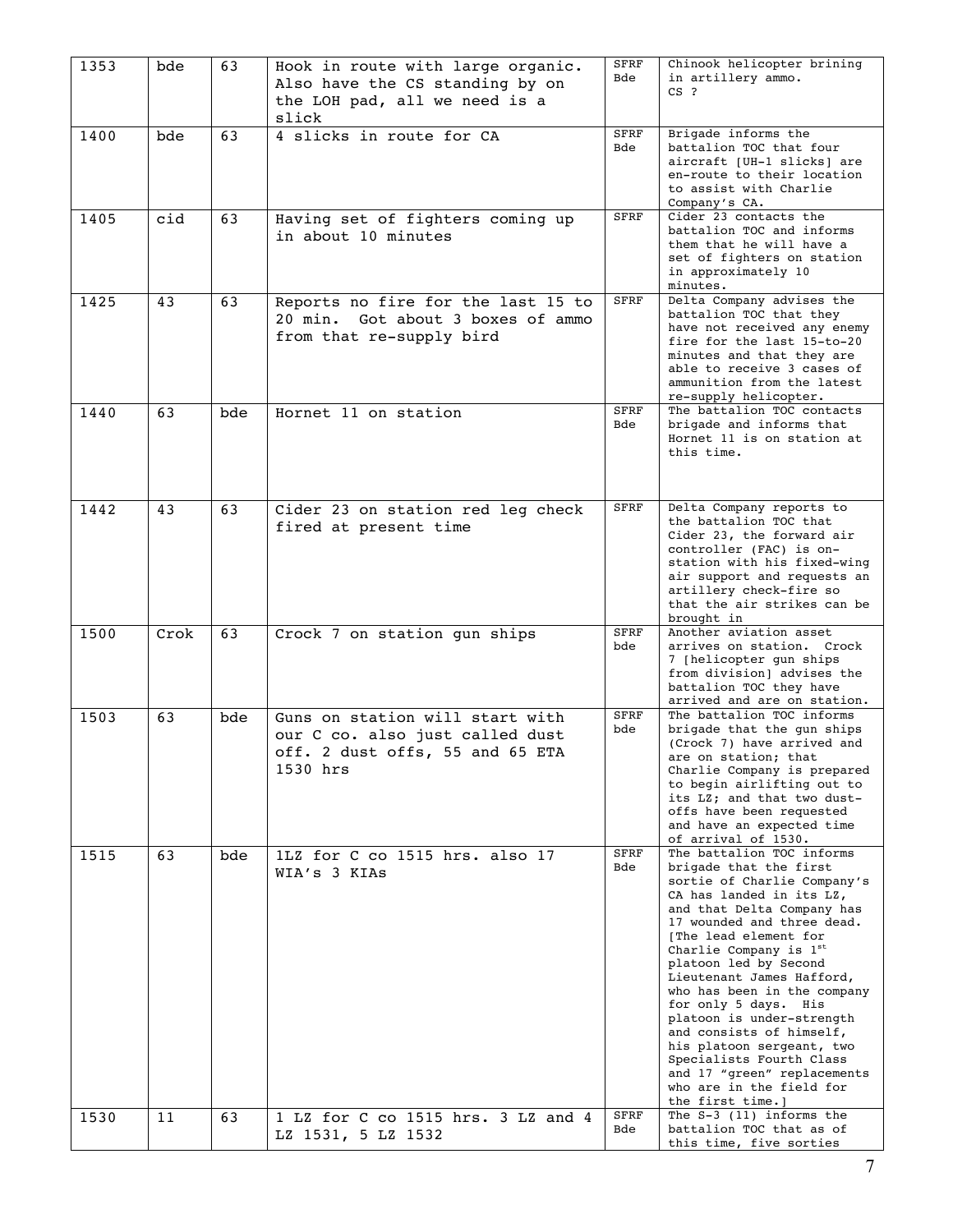| | | | | | |
|---|---|---|---|---|---|
| 1353 | bde | 63 | Hook in route with large organic. Also have the CS standing by on the LOH pad, all we need is a slick | SFRF Bde | Chinook helicopter brining in artillery ammo. CS ? |
| 1400 | bde | 63 | 4 slicks in route for CA | SFRF Bde | Brigade informs the battalion TOC that four aircraft [UH-1 slicks] are en-route to their location to assist with Charlie Company's CA. |
| 1405 | cid | 63 | Having set of fighters coming up in about 10 minutes | SFRF | Cider 23 contacts the battalion TOC and informs them that he will have a set of fighters on station in approximately 10 minutes. |
| 1425 | 43 | 63 | Reports no fire for the last 15 to 20 min. Got about 3 boxes of ammo from that re-supply bird | SFRF | Delta Company advises the battalion TOC that they have not received any enemy fire for the last 15-to-20 minutes and that they are able to receive 3 cases of ammunition from the latest re-supply helicopter. |
| 1440 | 63 | bde | Hornet 11 on station | SFRF Bde | The battalion TOC contacts brigade and informs that Hornet 11 is on station at this time. |
| 1442 | 43 | 63 | Cider 23 on station red leg check fired at present time | SFRF | Delta Company reports to the battalion TOC that Cider 23, the forward air controller (FAC) is on-station with his fixed-wing air support and requests an artillery check-fire so that the air strikes can be brought in |
| 1500 | Crok | 63 | Crock 7 on station gun ships | SFRF bde | Another aviation asset arrives on station. Crock 7 [helicopter gun ships from division] advises the battalion TOC they have arrived and are on station. |
| 1503 | 63 | bde | Guns on station will start with our C co. also just called dust off. 2 dust offs, 55 and 65 ETA 1530 hrs | SFRF bde | The battalion TOC informs brigade that the gun ships (Crock 7) have arrived and are on station; that Charlie Company is prepared to begin airlifting out to its LZ; and that two dust-offs have been requested and have an expected time of arrival of 1530. |
| 1515 | 63 | bde | 1LZ for C co 1515 hrs. also 17 WIA's 3 KIAs | SFRF Bde | The battalion TOC informs brigade that the first sortie of Charlie Company's CA has landed in its LZ, and that Delta Company has 17 wounded and three dead. [The lead element for Charlie Company is 1st platoon led by Second Lieutenant James Hafford, who has been in the company for only 5 days. His platoon is under-strength and consists of himself, his platoon sergeant, two Specialists Fourth Class and 17 "green" replacements who are in the field for the first time.] |
| 1530 | 11 | 63 | 1 LZ for C co 1515 hrs. 3 LZ and 4 LZ 1531, 5 LZ 1532 | SFRF Bde | The S-3 (11) informs the battalion TOC that as of this time, five sorties |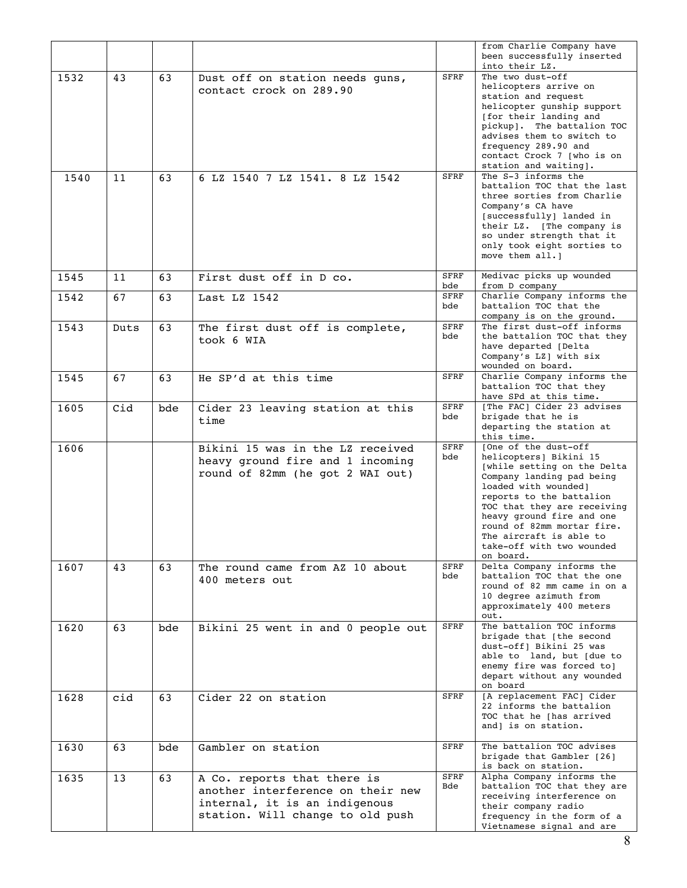| | | | | | |
|---|---|---|---|---|---|
| | | | | | from Charlie Company have been successfully inserted into their LZ. |
| 1532 | 43 | 63 | Dust off on station needs guns, contact crock on 289.90 | SFRF | The two dust-off helicopters arrive on station and request helicopter gunship support [for their landing and pickup]. The battalion TOC advises them to switch to frequency 289.90 and contact Crock 7 [who is on station and waiting]. |
| 1540 | 11 | 63 | 6 LZ 1540 7 LZ 1541. 8 LZ 1542 | SFRF | The S-3 informs the battalion TOC that the last three sorties from Charlie Company's CA have [successfully] landed in their LZ. [The company is so under strength that it only took eight sorties to move them all.] |
| 1545 | 11 | 63 | First dust off in D co. | SFRF bde | Medivac picks up wounded from D company |
| 1542 | 67 | 63 | Last LZ 1542 | SFRF bde | Charlie Company informs the battalion TOC that the company is on the ground. |
| 1543 | Duts | 63 | The first dust off is complete, took 6 WIA | SFRF bde | The first dust-off informs the battalion TOC that they have departed [Delta Company's LZ] with six wounded on board. |
| 1545 | 67 | 63 | He SP'd at this time | SFRF | Charlie Company informs the battalion TOC that they have SPd at this time. |
| 1605 | Cid | bde | Cider 23 leaving station at this time | SFRF bde | [The FAC] Cider 23 advises brigade that he is departing the station at this time. |
| 1606 | | | Bikini 15 was in the LZ received heavy ground fire and 1 incoming round of 82mm (he got 2 WAI out) | SFRF bde | [One of the dust-off helicopters] Bikini 15 [while setting on the Delta Company landing pad being loaded with wounded] reports to the battalion TOC that they are receiving heavy ground fire and one round of 82mm mortar fire. The aircraft is able to take-off with two wounded on board. |
| 1607 | 43 | 63 | The round came from AZ 10 about 400 meters out | SFRF bde | Delta Company informs the battalion TOC that the one round of 82 mm came in on a 10 degree azimuth from approximately 400 meters out. |
| 1620 | 63 | bde | Bikini 25 went in and 0 people out | SFRF | The battalion TOC informs brigade that [the second dust-off] Bikini 25 was able to land, but [due to enemy fire was forced to] depart without any wounded on board |
| 1628 | cid | 63 | Cider 22 on station | SFRF | [A replacement FAC] Cider 22 informs the battalion TOC that he [has arrived and] is on station. |
| 1630 | 63 | bde | Gambler on station | SFRF | The battalion TOC advises brigade that Gambler [26] is back on station. |
| 1635 | 13 | 63 | A Co. reports that there is another interference on their new internal, it is an indigenous station. Will change to old push | SFRF Bde | Alpha Company informs the battalion TOC that they are receiving interference on their company radio frequency in the form of a Vietnamese signal and are |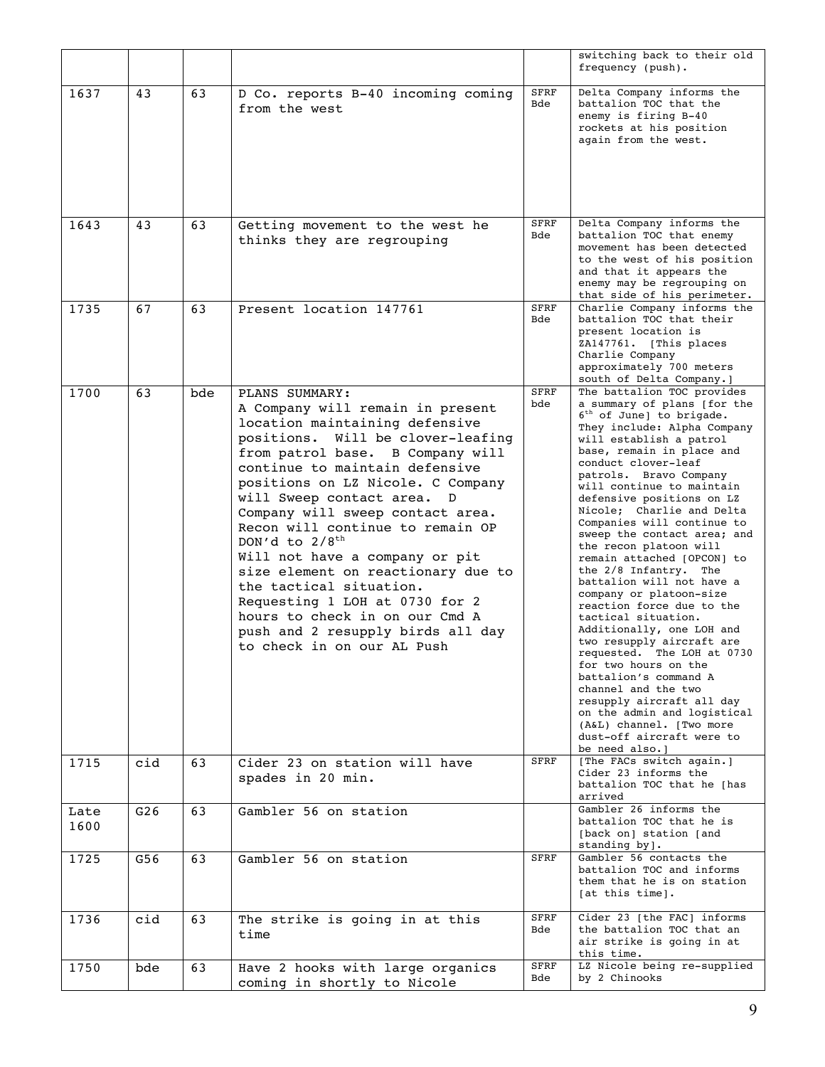| | | | | | switching back to their old frequency (push). |
|---|---|---|---|---|---|
| 1637 | 43 | 63 | D Co. reports B-40 incoming coming from the west | SFRF Bde | Delta Company informs the battalion TOC that the enemy is firing B-40 rockets at his position again from the west. |
| 1643 | 43 | 63 | Getting movement to the west he thinks they are regrouping | SFRF Bde | Delta Company informs the battalion TOC that enemy movement has been detected to the west of his position and that it appears the enemy may be regrouping on that side of his perimeter. |
| 1735 | 67 | 63 | Present location 147761 | SFRF Bde | Charlie Company informs the battalion TOC that their present location is ZA147761. [This places Charlie Company approximately 700 meters south of Delta Company.] |
| 1700 | 63 | bde | PLANS SUMMARY: A Company will remain in present location maintaining defensive positions. Will be clover-leafing from patrol base. B Company will continue to maintain defensive positions on LZ Nicole. C Company will Sweep contact area. D Company will sweep contact area. Recon will continue to remain OP DON'd to 2/8th Will not have a company or pit size element on reactionary due to the tactical situation. Requesting 1 LOH at 0730 for 2 hours to check in on our Cmd A push and 2 resupply birds all day to check in on our AL Push | SFRF bde | The battalion TOC provides a summary of plans [for the 6th of June] to brigade. They include: Alpha Company will establish a patrol base, remain in place and conduct clover-leaf patrols. Bravo Company will continue to maintain defensive positions on LZ Nicole; Charlie and Delta Companies will continue to sweep the contact area; and the recon platoon will remain attached [OPCON] to the 2/8 Infantry. The battalion will not have a company or platoon-size reaction force due to the tactical situation. Additionally, one LOH and two resupply aircraft are requested. The LOH at 0730 for two hours on the battalion's command A channel and the two resupply aircraft all day on the admin and logistical (A&L) channel. [Two more dust-off aircraft were to be need also.] |
| 1715 | cid | 63 | Cider 23 on station will have spades in 20 min. | SFRF | [The FACs switch again.] Cider 23 informs the battalion TOC that he [has arrived |
| Late 1600 | G26 | 63 | Gambler 56 on station | | Gambler 26 informs the battalion TOC that he is [back on] station [and standing by]. |
| 1725 | G56 | 63 | Gambler 56 on station | SFRF | Gambler 56 contacts the battalion TOC and informs them that he is on station [at this time]. |
| 1736 | cid | 63 | The strike is going in at this time | SFRF Bde | Cider 23 [the FAC] informs the battalion TOC that an air strike is going in at this time. |
| 1750 | bde | 63 | Have 2 hooks with large organics coming in shortly to Nicole | SFRF Bde | LZ Nicole being re-supplied by 2 Chinooks |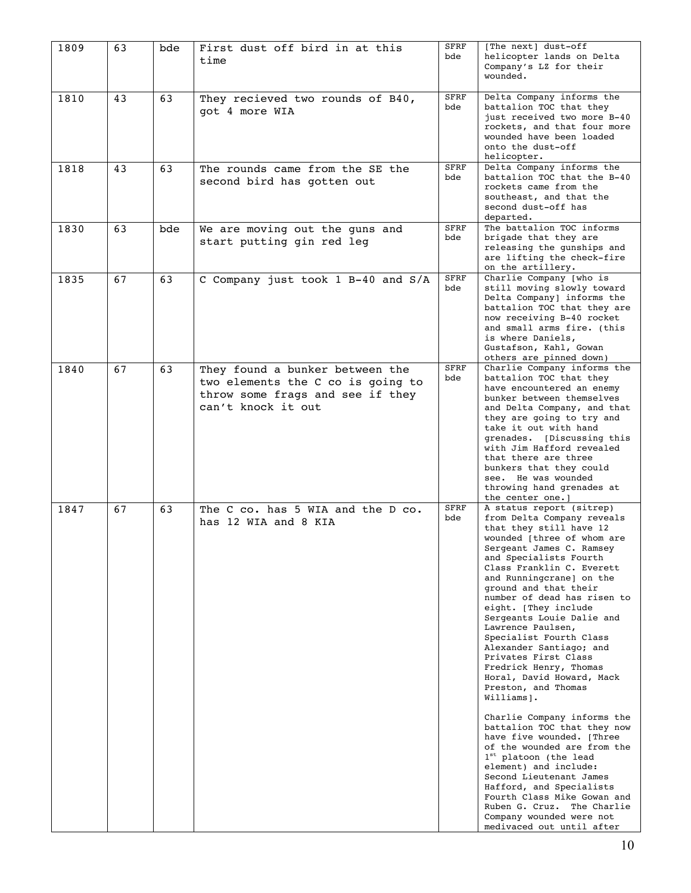| 1809 | 63 | bde | First dust off bird in at this time | SFRF bde | [The next] dust-off helicopter lands on Delta Company's LZ for their wounded. |
|---|---|---|---|---|---|
| 1810 | 43 | 63 | They recieved two rounds of B40, got 4 more WIA | SFRF bde | Delta Company informs the battalion TOC that they just received two more B-40 rockets, and that four more wounded have been loaded onto the dust-off helicopter. |
| 1818 | 43 | 63 | The rounds came from the SE the second bird has gotten out | SFRF bde | Delta Company informs the battalion TOC that the B-40 rockets came from the southeast, and that the second dust-off has departed. |
| 1830 | 63 | bde | We are moving out the guns and start putting gin red leg | SFRF bde | The battalion TOC informs brigade that they are releasing the gunships and are lifting the check-fire on the artillery. |
| 1835 | 67 | 63 | C Company just took 1 B-40 and S/A | SFRF bde | Charlie Company [who is still moving slowly toward Delta Company] informs the battalion TOC that they are now receiving B-40 rocket and small arms fire. (this is where Daniels, Gustafson, Kahl, Gowan others are pinned down) |
| 1840 | 67 | 63 | They found a bunker between the two elements the C co is going to throw some frags and see if they can't knock it out | SFRF bde | Charlie Company informs the battalion TOC that they have encountered an enemy bunker between themselves and Delta Company, and that they are going to try and take it out with hand grenades. [Discussing this with Jim Hafford revealed that there are three bunkers that they could see. He was wounded throwing hand grenades at the center one.] |
| 1847 | 67 | 63 | The C co. has 5 WIA and the D co. has 12 WIA and 8 KIA | SFRF bde | A status report (sitrep) from Delta Company reveals that they still have 12 wounded [three of whom are Sergeant James C. Ramsey and Specialists Fourth Class Franklin C. Everett and Runningcrane] on the ground and that their number of dead has risen to eight. [They include Sergeants Louie Dalie and Lawrence Paulsen, Specialist Fourth Class Alexander Santiago; and Privates First Class Fredrick Henry, Thomas Horal, David Howard, Mack Preston, and Thomas Williams].<br><br>Charlie Company informs the battalion TOC that they now have five wounded. [Three of the wounded are from the 1st platoon (the lead element) and include: Second Lieutenant James Hafford, and Specialists Fourth Class Mike Gowan and Ruben G. Cruz. The Charlie Company wounded were not medivaced out until after |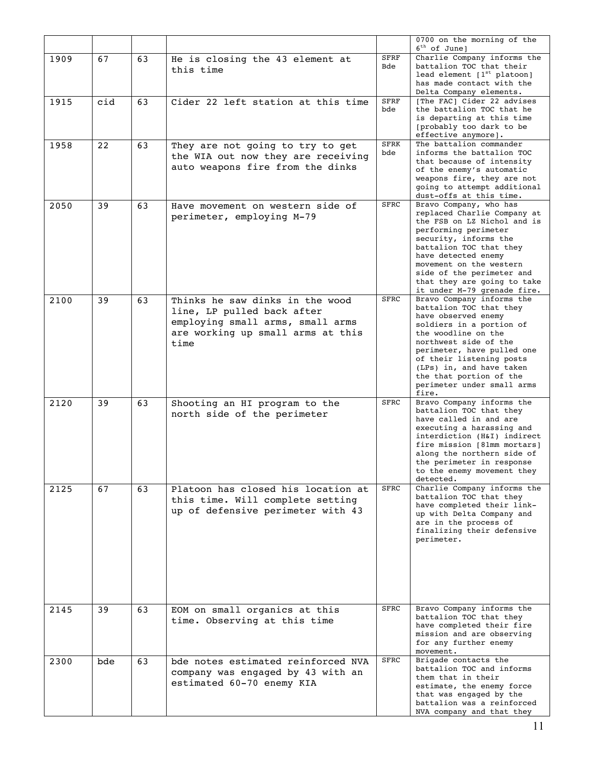| | | | | | |
|---|---|---|---|---|---|
| | | | | | 0700 on the morning of the 6th of June] |
| 1909 | 67 | 63 | He is closing the 43 element at this time | SFRF Bde | Charlie Company informs the battalion TOC that their lead element [1st platoon] has made contact with the Delta Company elements. |
| 1915 | cid | 63 | Cider 22 left station at this time | SFRF bde | [The FAC] Cider 22 advises the battalion TOC that he is departing at this time [probably too dark to be effective anymore]. |
| 1958 | 22 | 63 | They are not going to try to get the WIA out now they are receiving auto weapons fire from the dinks | SFRK bde | The battalion commander informs the battalion TOC that because of intensity of the enemy's automatic weapons fire, they are not going to attempt additional dust-offs at this time. |
| 2050 | 39 | 63 | Have movement on western side of perimeter, employing M-79 | SFRC | Bravo Company, who has replaced Charlie Company at the FSB on LZ Nichol and is performing perimeter security, informs the battalion TOC that they have detected enemy movement on the western side of the perimeter and that they are going to take it under M-79 grenade fire. |
| 2100 | 39 | 63 | Thinks he saw dinks in the wood line, LP pulled back after employing small arms, small arms are working up small arms at this time | SFRC | Bravo Company informs the battalion TOC that they have observed enemy soldiers in a portion of the woodline on the northwest side of the perimeter, have pulled one of their listening posts (LPs) in, and have taken the that portion of the perimeter under small arms fire. |
| 2120 | 39 | 63 | Shooting an HI program to the north side of the perimeter | SFRC | Bravo Company informs the battalion TOC that they have called in and are executing a harassing and interdiction (H&I) indirect fire mission [81mm mortars] along the northern side of the perimeter in response to the enemy movement they detected. |
| 2125 | 67 | 63 | Platoon has closed his location at this time. Will complete setting up of defensive perimeter with 43 | SFRC | Charlie Company informs the battalion TOC that they have completed their link-up with Delta Company and are in the process of finalizing their defensive perimeter. |
| 2145 | 39 | 63 | EOM on small organics at this time. Observing at this time | SFRC | Bravo Company informs the battalion TOC that they have completed their fire mission and are observing for any further enemy movement. |
| 2300 | bde | 63 | bde notes estimated reinforced NVA company was engaged by 43 with an estimated 60-70 enemy KIA | SFRC | Brigade contacts the battalion TOC and informs them that in their estimate, the enemy force that was engaged by the battalion was a reinforced NVA company and that they |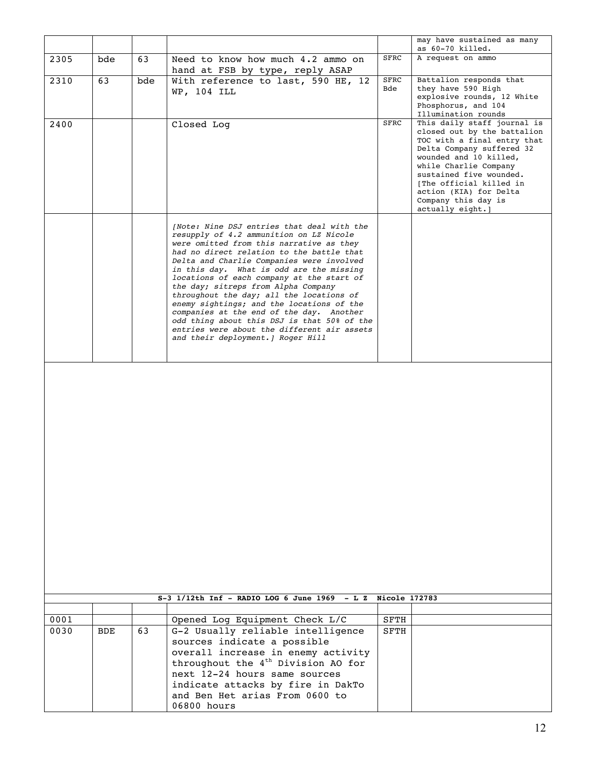| | | | | | |
|---|---|---|---|---|---|
| | | | | | may have sustained as many as 60-70 killed. |
| 2305 | bde | 63 | Need to know how much 4.2 ammo on hand at FSB by type, reply ASAP | SFRC | A request on ammo |
| 2310 | 63 | bde | With reference to last, 590 HE, 12 WP, 104 ILL | SFRC Bde | Battalion responds that they have 590 High explosive rounds, 12 White Phosphorus, and 104 Illumination rounds |
| 2400 | | | Closed Log | SFRC | This daily staff journal is closed out by the battalion TOC with a final entry that Delta Company suffered 32 wounded and 10 killed, while Charlie Company sustained five wounded. [The official killed in action (KIA) for Delta Company this day is actually eight.] |
| | | | *[Note: Nine DSJ entries that deal with the resupply of 4.2 ammunition on LZ Nicole were omitted from this narrative as they had no direct relation to the battle that Delta and Charlie Companies were involved in this day. What is odd are the missing locations of each company at the start of the day; sitreps from Alpha Company throughout the day; all the locations of enemy sightings; and the locations of the companies at the end of the day. Another odd thing about this DSJ is that 50% of the entries were about the different air assets and their deployment.] Roger Hill* | | |

**S-3 1/12th Inf - RADIO LOG 6 June 1969 - L Z Nicole 172783**

| | | | | | |
|---|---|---|---|---|---|
| 0001 | | | Opened Log Equipment Check L/C | SFTH | |
| 0030 | BDE | 63 | G-2 Usually reliable intelligence sources indicate a possible overall increase in enemy activity throughout the 4th Division AO for next 12-24 hours same sources indicate attacks by fire in DakTo and Ben Het arias From 0600 to 06800 hours | SFTH | |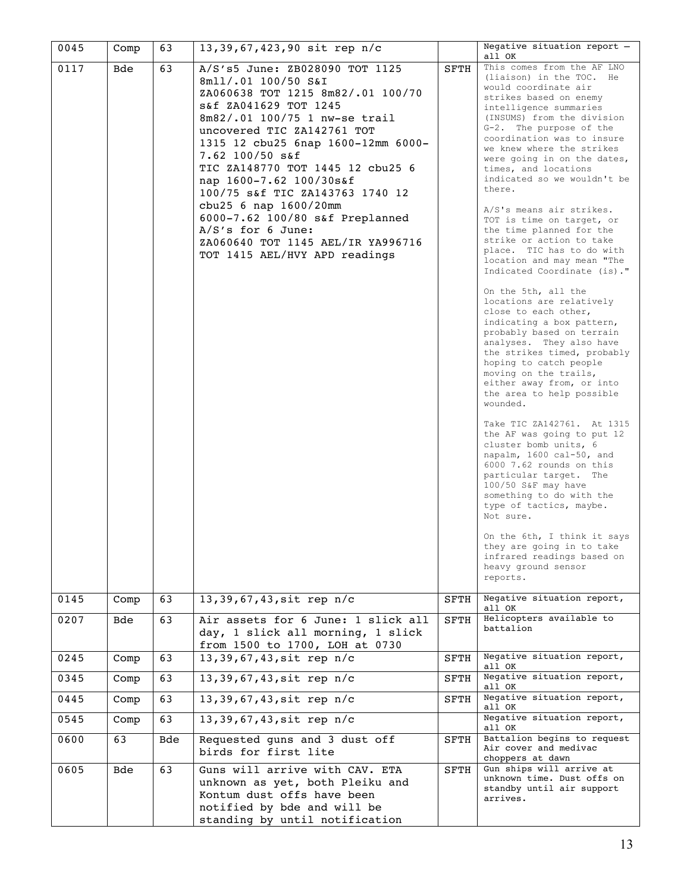| 0045 | Comp | 63 | 13,39,67,423,90 sit rep n/c | | Negative situation report – all OK |
|---|---|---|---|---|---|
| 0117 | Bde | 63 | A/S's5 June: ZB028090 TOT 1125 8m11/.01 100/50 S&I ZA060638 TOT 1215 8m82/.01 100/70 s&f ZA041629 TOT 1245 8m82/.01 100/75 1 nw-se trail uncovered TIC ZA142761 TOT 1315 12 cbu25 6nap 1600-12mm 6000-7.62 100/50 s&f TIC ZA148770 TOT 1445 12 cbu25 6 nap 1600-7.62 100/30s&f 100/75 s&f TIC ZA143763 1740 12 cbu25 6 nap 1600/20mm 6000-7.62 100/80 s&f Preplanned A/S's for 6 June: ZA060640 TOT 1145 AEL/IR YA996716 TOT 1415 AEL/HVY APD readings | SFTH | This comes from the AF LNO (liaison) in the TOC. He would coordinate air strikes based on enemy intelligence summaries (INSUMS) from the division G-2. The purpose of the coordination was to insure we knew where the strikes were going in on the dates, times, and locations indicated so we wouldn't be there.<br><br>A/S's means air strikes. TOT is time on target, or the time planned for the strike or action to take place. TIC has to do with location and may mean "The Indicated Coordinate (is)."<br><br>On the 5th, all the locations are relatively close to each other, indicating a box pattern, probably based on terrain analyses. They also have the strikes timed, probably hoping to catch people moving on the trails, either away from, or into the area to help possible wounded.<br><br>Take TIC ZA142761. At 1315 the AF was going to put 12 cluster bomb units, 6 napalm, 1600 cal-50, and 6000 7.62 rounds on this particular target. The 100/50 S&F may have something to do with the type of tactics, maybe. Not sure.<br><br>On the 6th, I think it says they are going in to take infrared readings based on heavy ground sensor reports. |
| 0145 | Comp | 63 | 13,39,67,43,sit rep n/c | SFTH | Negative situation report, all OK |
| 0207 | Bde | 63 | Air assets for 6 June: 1 slick all day, 1 slick all morning, 1 slick from 1500 to 1700, LOH at 0730 | SFTH | Helicopters available to battalion |
| 0245 | Comp | 63 | 13,39,67,43,sit rep n/c | SFTH | Negative situation report, all OK |
| 0345 | Comp | 63 | 13,39,67,43,sit rep n/c | SFTH | Negative situation report, all OK |
| 0445 | Comp | 63 | 13,39,67,43,sit rep n/c | SFTH | Negative situation report, all OK |
| 0545 | Comp | 63 | 13,39,67,43,sit rep n/c | | Negative situation report, all OK |
| 0600 | 63 | Bde | Requested guns and 3 dust off birds for first lite | SFTH | Battalion begins to request Air cover and medivac choppers at dawn |
| 0605 | Bde | 63 | Guns will arrive with CAV. ETA unknown as yet, both Pleiku and Kontum dust offs have been notified by bde and will be standing by until notification | SFTH | Gun ships will arrive at unknown time. Dust offs on standby until air support arrives. |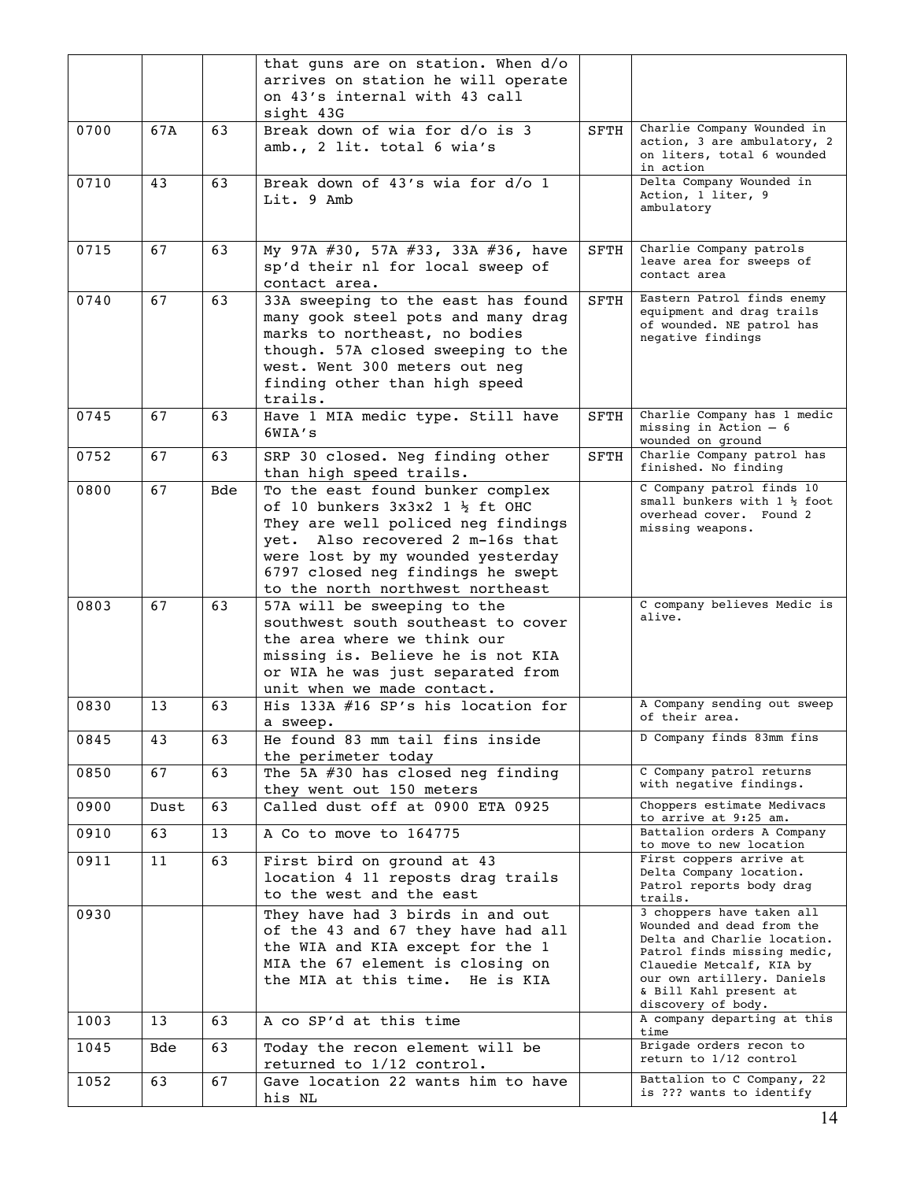| | | | | | |
|---|---|---|---|---|---|
| | | | that guns are on station. When d/o arrives on station he will operate on 43's internal with 43 call sight 43G | | |
| 0700 | 67A | 63 | Break down of wia for d/o is 3 amb., 2 lit. total 6 wia's | SFTH | Charlie Company Wounded in action, 3 are ambulatory, 2 on liters, total 6 wounded in action |
| 0710 | 43 | 63 | Break down of 43's wia for d/o 1 Lit. 9 Amb | | Delta Company Wounded in Action, 1 liter, 9 ambulatory |
| 0715 | 67 | 63 | My 97A #30, 57A #33, 33A #36, have sp'd their nl for local sweep of contact area. | SFTH | Charlie Company patrols leave area for sweeps of contact area |
| 0740 | 67 | 63 | 33A sweeping to the east has found many gook steel pots and many drag marks to northeast, no bodies though. 57A closed sweeping to the west. Went 300 meters out neg finding other than high speed trails. | SFTH | Eastern Patrol finds enemy equipment and drag trails of wounded. NE patrol has negative findings |
| 0745 | 67 | 63 | Have 1 MIA medic type. Still have 6WIA's | SFTH | Charlie Company has 1 medic missing in Action – 6 wounded on ground |
| 0752 | 67 | 63 | SRP 30 closed. Neg finding other than high speed trails. | SFTH | Charlie Company patrol has finished. No finding |
| 0800 | 67 | Bde | To the east found bunker complex of 10 bunkers 3x3x2 1 ½ ft OHC They are well policed neg findings yet. Also recovered 2 m-16s that were lost by my wounded yesterday 6797 closed neg findings he swept to the north northwest northeast | | C Company patrol finds 10 small bunkers with 1 ½ foot overhead cover. Found 2 missing weapons. |
| 0803 | 67 | 63 | 57A will be sweeping to the southwest south southeast to cover the area where we think our missing is. Believe he is not KIA or WIA he was just separated from unit when we made contact. | | C company believes Medic is alive. |
| 0830 | 13 | 63 | His 133A #16 SP's his location for a sweep. | | A Company sending out sweep of their area. |
| 0845 | 43 | 63 | He found 83 mm tail fins inside the perimeter today | | D Company finds 83mm fins |
| 0850 | 67 | 63 | The 5A #30 has closed neg finding they went out 150 meters | | C Company patrol returns with negative findings. |
| 0900 | Dust | 63 | Called dust off at 0900 ETA 0925 | | Choppers estimate Medivacs to arrive at 9:25 am. |
| 0910 | 63 | 13 | A Co to move to 164775 | | Battalion orders A Company to move to new location |
| 0911 | 11 | 63 | First bird on ground at 43 location 4 11 reposts drag trails to the west and the east | | First coppers arrive at Delta Company location. Patrol reports body drag trails. |
| 0930 | | | They have had 3 birds in and out of the 43 and 67 they have had all the WIA and KIA except for the 1 MIA the 67 element is closing on the MIA at this time. He is KIA | | 3 choppers have taken all Wounded and dead from the Delta and Charlie location. Patrol finds missing medic, Clauedie Metcalf, KIA by our own artillery. Daniels & Bill Kahl present at discovery of body. |
| 1003 | 13 | 63 | A co SP'd at this time | | A company departing at this time |
| 1045 | Bde | 63 | Today the recon element will be returned to 1/12 control. | | Brigade orders recon to return to 1/12 control |
| 1052 | 63 | 67 | Gave location 22 wants him to have his NL | | Battalion to C Company, 22 is ??? wants to identify |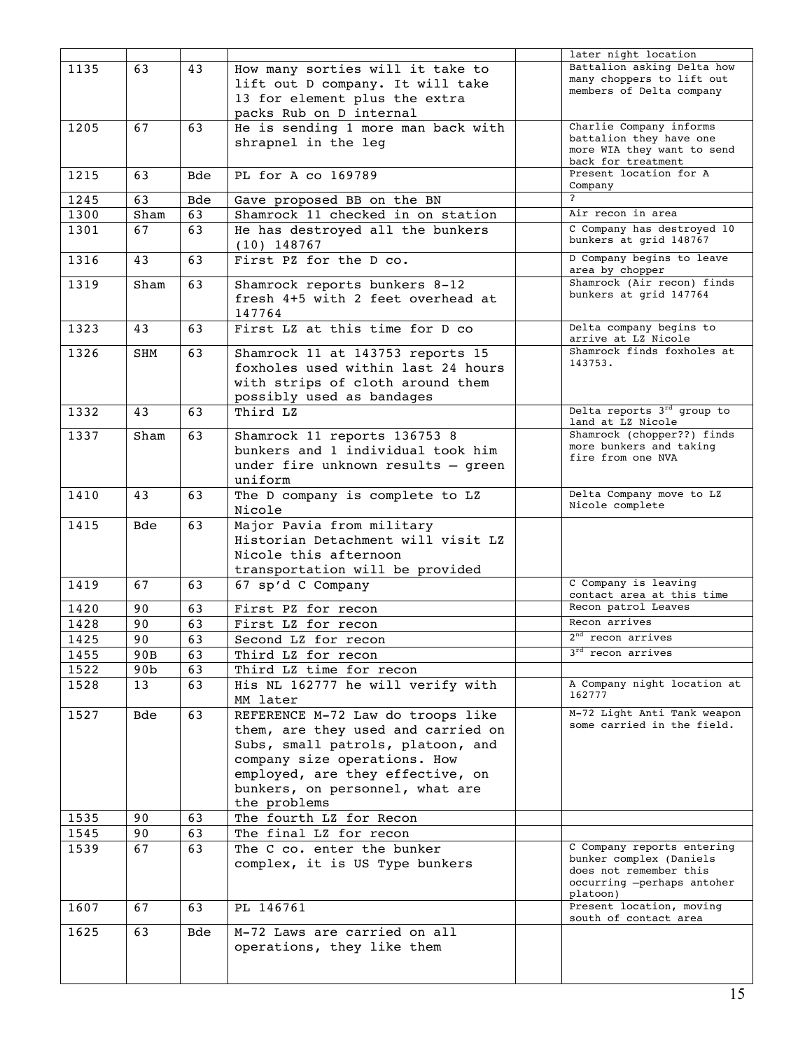| | | | | | |
|---|---|---|---|---|---|
| | | | | | later night location |
| 1135 | 63 | 43 | How many sorties will it take to lift out D company. It will take 13 for element plus the extra packs Rub on D internal | | Battalion asking Delta how many choppers to lift out members of Delta company |
| 1205 | 67 | 63 | He is sending 1 more man back with shrapnel in the leg | | Charlie Company informs battalion they have one more WIA they want to send back for treatment |
| 1215 | 63 | Bde | PL for A co 169789 | | Present location for A Company |
| 1245 | 63 | Bde | Gave proposed BB on the BN | | ? |
| 1300 | Sham | 63 | Shamrock 11 checked in on station | | Air recon in area |
| 1301 | 67 | 63 | He has destroyed all the bunkers (10) 148767 | | C Company has destroyed 10 bunkers at grid 148767 |
| 1316 | 43 | 63 | First PZ for the D co. | | D Company begins to leave area by chopper |
| 1319 | Sham | 63 | Shamrock reports bunkers 8-12 fresh 4+5 with 2 feet overhead at 147764 | | Shamrock (Air recon) finds bunkers at grid 147764 |
| 1323 | 43 | 63 | First LZ at this time for D co | | Delta company begins to arrive at LZ Nicole |
| 1326 | SHM | 63 | Shamrock 11 at 143753 reports 15 foxholes used within last 24 hours with strips of cloth around them possibly used as bandages | | Shamrock finds foxholes at 143753. |
| 1332 | 43 | 63 | Third LZ | | Delta reports 3rd group to land at LZ Nicole |
| 1337 | Sham | 63 | Shamrock 11 reports 136753 8 bunkers and 1 individual took him under fire unknown results – green uniform | | Shamrock (chopper??) finds more bunkers and taking fire from one NVA |
| 1410 | 43 | 63 | The D company is complete to LZ Nicole | | Delta Company move to LZ Nicole complete |
| 1415 | Bde | 63 | Major Pavia from military Historian Detachment will visit LZ Nicole this afternoon transportation will be provided | | |
| 1419 | 67 | 63 | 67 sp'd C Company | | C Company is leaving contact area at this time |
| 1420 | 90 | 63 | First PZ for recon | | Recon patrol Leaves |
| 1428 | 90 | 63 | First LZ for recon | | Recon arrives |
| 1425 | 90 | 63 | Second LZ for recon | | 2nd recon arrives |
| 1455 | 90B | 63 | Third LZ for recon | | 3rd recon arrives |
| 1522 | 90b | 63 | Third LZ time for recon | | |
| 1528 | 13 | 63 | His NL 162777 he will verify with MM later | | A Company night location at 162777 |
| 1527 | Bde | 63 | REFERENCE M-72 Law do troops like them, are they used and carried on Subs, small patrols, platoon, and company size operations. How employed, are they effective, on bunkers, on personnel, what are the problems | | M-72 Light Anti Tank weapon some carried in the field. |
| 1535 | 90 | 63 | The fourth LZ for Recon | | |
| 1545 | 90 | 63 | The final LZ for recon | | |
| 1539 | 67 | 63 | The C co. enter the bunker complex, it is US Type bunkers | | C Company reports entering bunker complex (Daniels does not remember this occurring –perhaps antoher platoon) |
| 1607 | 67 | 63 | PL 146761 | | Present location, moving south of contact area |
| 1625 | 63 | Bde | M-72 Laws are carried on all operations, they like them | | |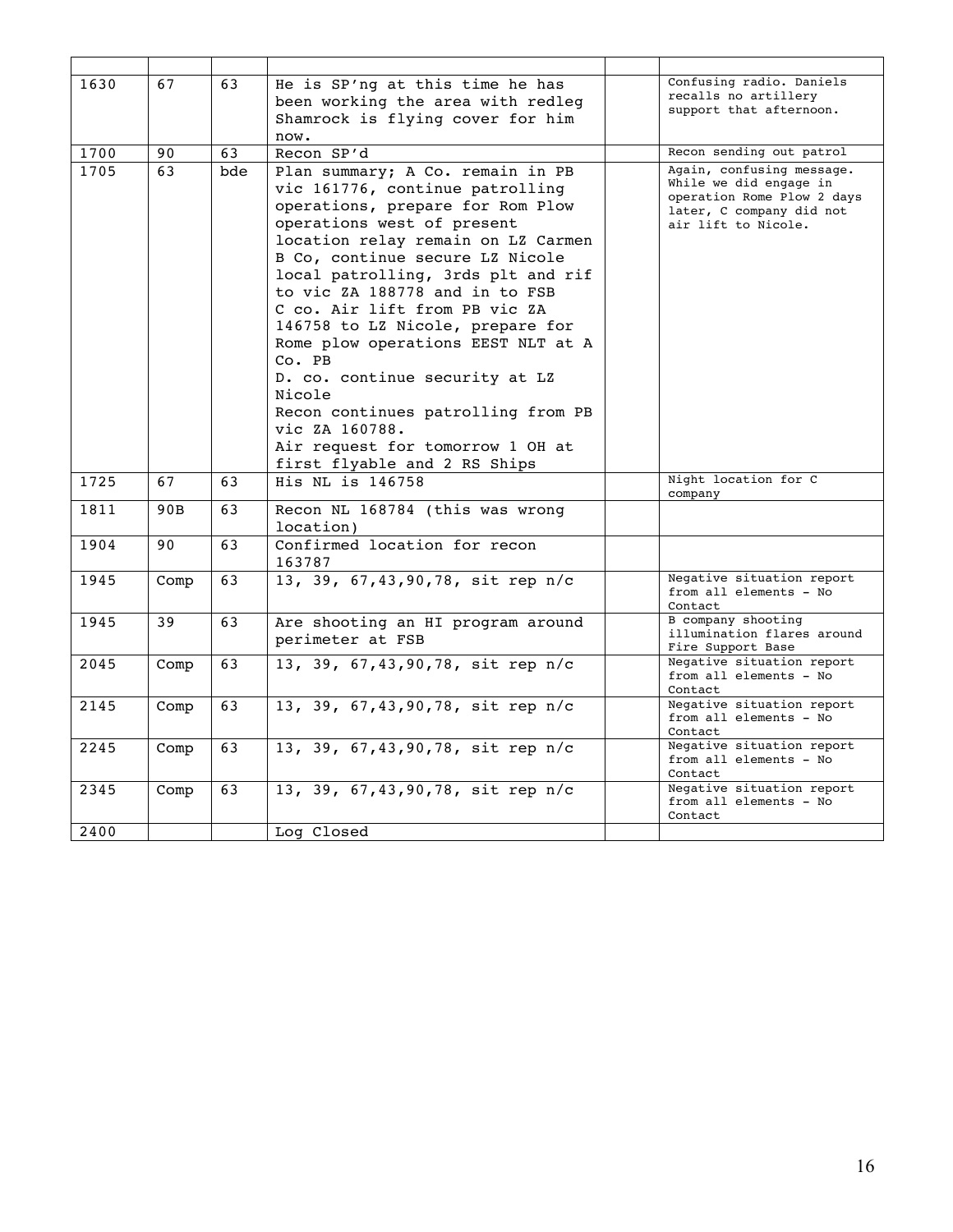| | | | | | |
|---|---|---|---|---|---|
| 1630 | 67 | 63 | He is SP'ng at this time he has been working the area with redleg Shamrock is flying cover for him now. | | Confusing radio. Daniels recalls no artillery support that afternoon. |
| 1700 | 90 | 63 | Recon SP'd | | Recon sending out patrol |
| 1705 | 63 | bde | Plan summary; A Co. remain in PB vic 161776, continue patrolling operations, prepare for Rom Plow operations west of present location relay remain on LZ Carmen B Co, continue secure LZ Nicole local patrolling, 3rds plt and rif to vic ZA 188778 and in to FSB C co. Air lift from PB vic ZA 146758 to LZ Nicole, prepare for Rome plow operations EEST NLT at A Co. PB D. co. continue security at LZ Nicole Recon continues patrolling from PB vic ZA 160788. Air request for tomorrow 1 OH at first flyable and 2 RS Ships | | Again, confusing message. While we did engage in operation Rome Plow 2 days later, C company did not air lift to Nicole. |
| 1725 | 67 | 63 | His NL is 146758 | | Night location for C company |
| 1811 | 90B | 63 | Recon NL 168784 (this was wrong location) | | |
| 1904 | 90 | 63 | Confirmed location for recon 163787 | | |
| 1945 | Comp | 63 | 13, 39, 67,43,90,78, sit rep n/c | | Negative situation report from all elements - No Contact |
| 1945 | 39 | 63 | Are shooting an HI program around perimeter at FSB | | B company shooting illumination flares around Fire Support Base |
| 2045 | Comp | 63 | 13, 39, 67,43,90,78, sit rep n/c | | Negative situation report from all elements - No Contact |
| 2145 | Comp | 63 | 13, 39, 67,43,90,78, sit rep n/c | | Negative situation report from all elements - No Contact |
| 2245 | Comp | 63 | 13, 39, 67,43,90,78, sit rep n/c | | Negative situation report from all elements - No Contact |
| 2345 | Comp | 63 | 13, 39, 67,43,90,78, sit rep n/c | | Negative situation report from all elements - No Contact |
| 2400 | | | Log Closed | | |